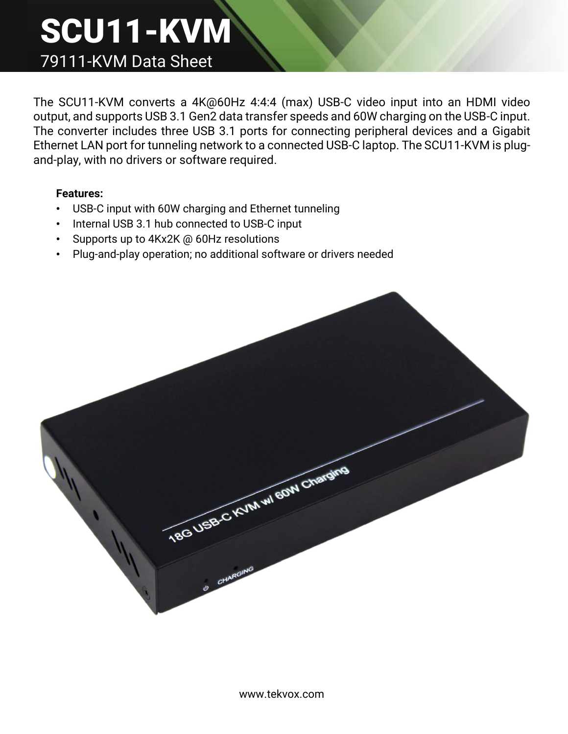# SCU11-KVM

## 79111-KVM Data Sheet

The SCU11-KVM converts a 4K@60Hz 4:4:4 (max) USB-C video input into an HDMI video output, and supports USB 3.1 Gen2 data transfer speeds and 60W charging on the USB-C input. The converter includes three USB 3.1 ports for connecting peripheral devices and a Gigabit Ethernet LAN port for tunneling network to a connected USB-C laptop. The SCU11-KVM is plug-and-play, with no drivers or software required.

**Features:**

- USB-C input with 60W charging and Ethernet tunneling
- Internal USB 3.1 hub connected to USB-C input
- Supports up to 4Kx2K @ 60Hz resolutions
- Plug-and-play operation; no additional software or drivers needed

www.tekvox.com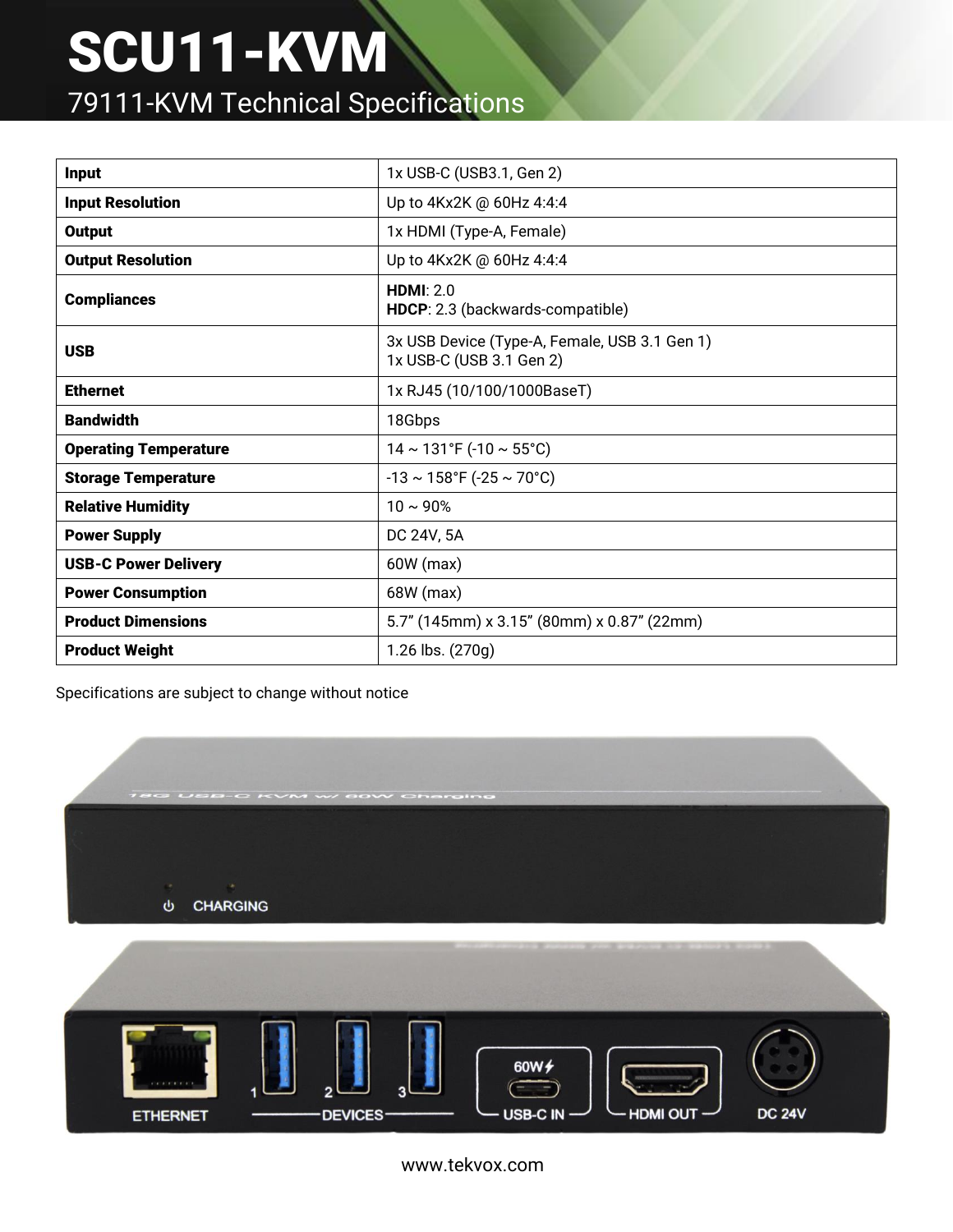# SCU11-KVM

## 79111-KVM Technical Specifications

| | |
|---|---|
| **Input** | 1x USB-C (USB3.1, Gen 2) |
| **Input Resolution** | Up to 4Kx2K @ 60Hz 4:4:4 |
| **Output** | 1x HDMI (Type-A, Female) |
| **Output Resolution** | Up to 4Kx2K @ 60Hz 4:4:4 |
| **Compliances** | **HDMI**: 2.0<br>**HDCP**: 2.3 (backwards-compatible) |
| **USB** | 3x USB Device (Type-A, Female, USB 3.1 Gen 1)<br>1x USB-C (USB 3.1 Gen 2) |
| **Ethernet** | 1x RJ45 (10/100/1000BaseT) |
| **Bandwidth** | 18Gbps |
| **Operating Temperature** | 14 ~ 131°F (-10 ~ 55°C) |
| **Storage Temperature** | -13 ~ 158°F (-25 ~ 70°C) |
| **Relative Humidity** | 10 ~ 90% |
| **Power Supply** | DC 24V, 5A |
| **USB-C Power Delivery** | 60W (max) |
| **Power Consumption** | 68W (max) |
| **Product Dimensions** | 5.7” (145mm) x 3.15” (80mm) x 0.87” (22mm) |
| **Product Weight** | 1.26 lbs. (270g) |

Specifications are subject to change without notice

www.tekvox.com